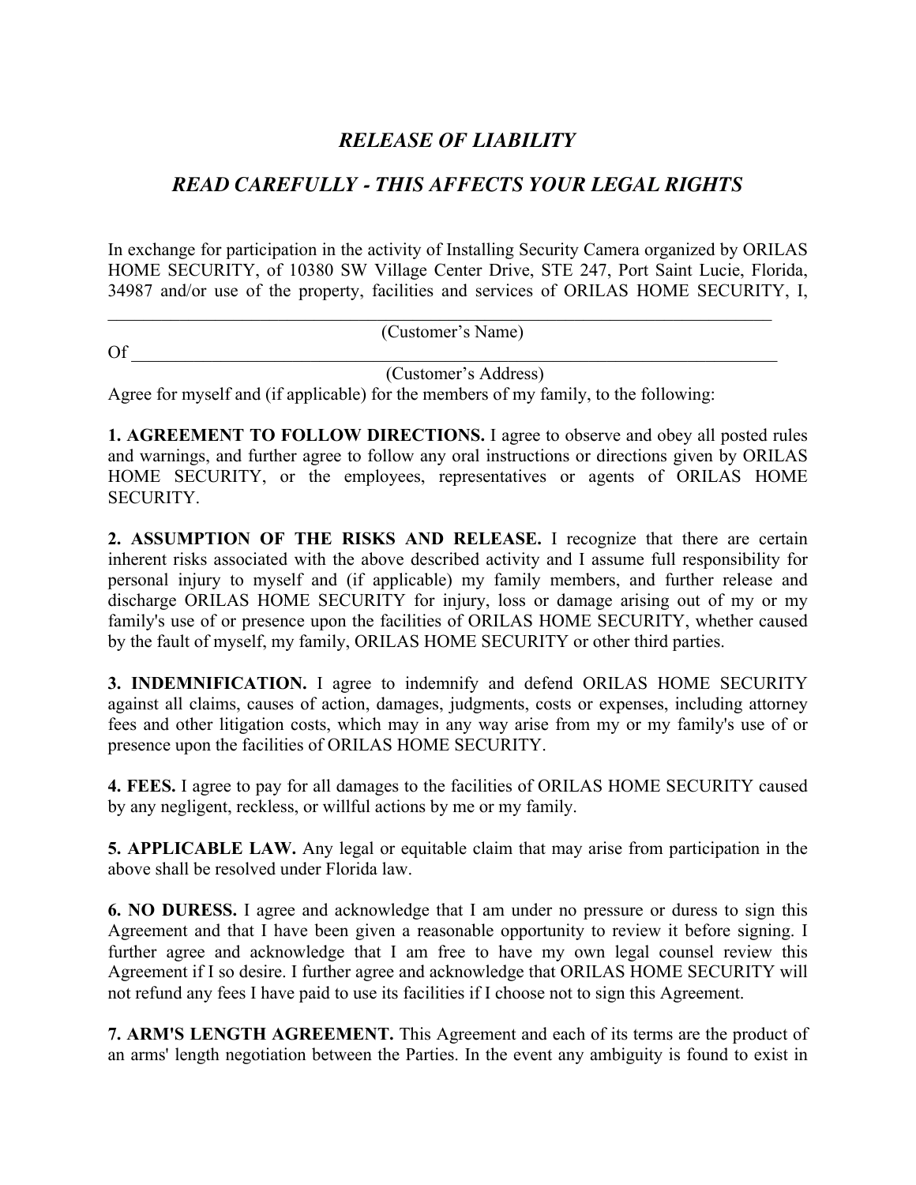# *RELEASE OF LIABILITY*

## *READ CAREFULLY - THIS AFFECTS YOUR LEGAL RIGHTS*

In exchange for participation in the activity of Installing Security Camera organized by ORILAS HOME SECURITY, of 10380 SW Village Center Drive, STE 247, Port Saint Lucie, Florida, 34987 and/or use of the property, facilities and services of ORILAS HOME SECURITY, I,

_______________________________________________________________________________

(Customer's Name)

Of _____________________________________________________________________________

(Customer's Address)

Agree for myself and (if applicable) for the members of my family, to the following:

**1. AGREEMENT TO FOLLOW DIRECTIONS.** I agree to observe and obey all posted rules and warnings, and further agree to follow any oral instructions or directions given by ORILAS HOME SECURITY, or the employees, representatives or agents of ORILAS HOME SECURITY.

**2. ASSUMPTION OF THE RISKS AND RELEASE.** I recognize that there are certain inherent risks associated with the above described activity and I assume full responsibility for personal injury to myself and (if applicable) my family members, and further release and discharge ORILAS HOME SECURITY for injury, loss or damage arising out of my or my family's use of or presence upon the facilities of ORILAS HOME SECURITY, whether caused by the fault of myself, my family, ORILAS HOME SECURITY or other third parties.

**3. INDEMNIFICATION.** I agree to indemnify and defend ORILAS HOME SECURITY against all claims, causes of action, damages, judgments, costs or expenses, including attorney fees and other litigation costs, which may in any way arise from my or my family's use of or presence upon the facilities of ORILAS HOME SECURITY.

**4. FEES.** I agree to pay for all damages to the facilities of ORILAS HOME SECURITY caused by any negligent, reckless, or willful actions by me or my family.

**5. APPLICABLE LAW.** Any legal or equitable claim that may arise from participation in the above shall be resolved under Florida law.

**6. NO DURESS.** I agree and acknowledge that I am under no pressure or duress to sign this Agreement and that I have been given a reasonable opportunity to review it before signing. I further agree and acknowledge that I am free to have my own legal counsel review this Agreement if I so desire. I further agree and acknowledge that ORILAS HOME SECURITY will not refund any fees I have paid to use its facilities if I choose not to sign this Agreement.

**7. ARM'S LENGTH AGREEMENT.** This Agreement and each of its terms are the product of an arms' length negotiation between the Parties. In the event any ambiguity is found to exist in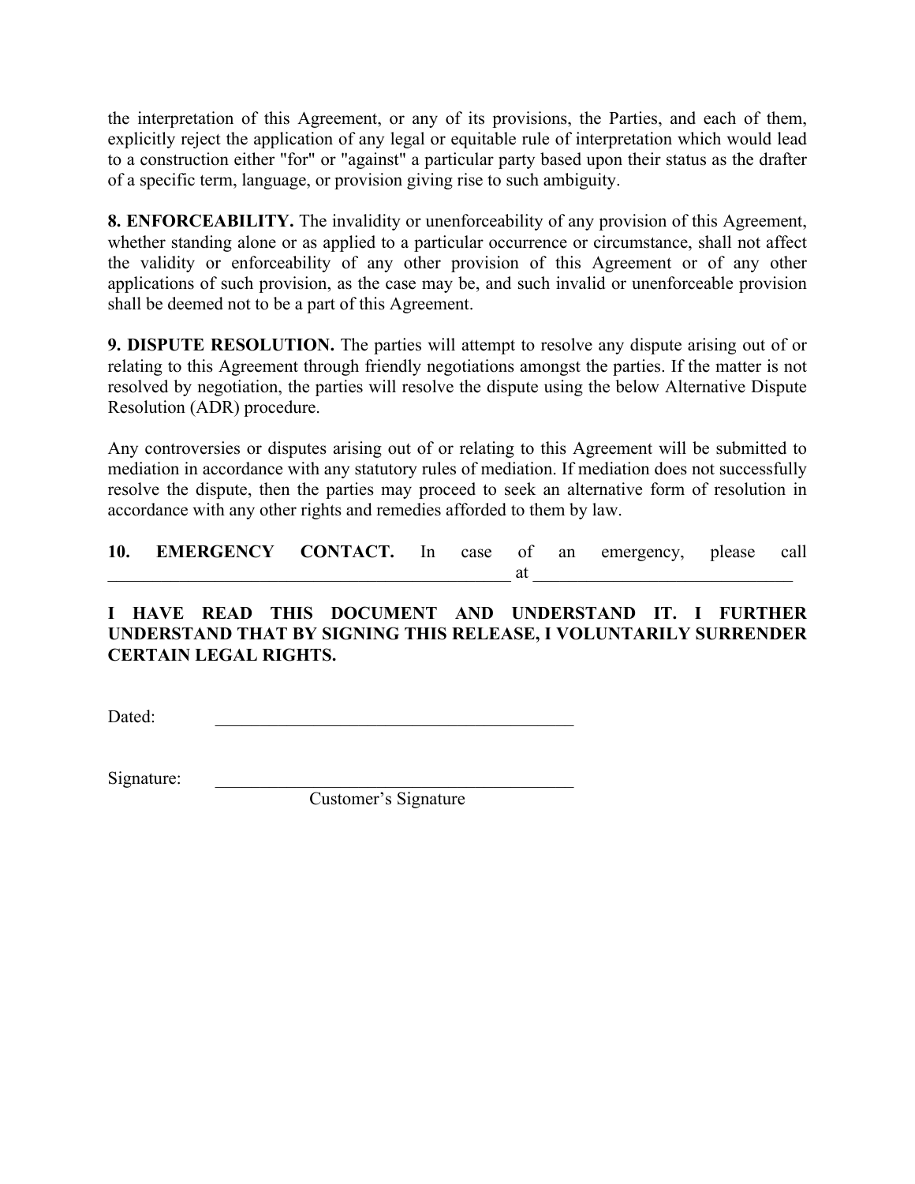the interpretation of this Agreement, or any of its provisions, the Parties, and each of them, explicitly reject the application of any legal or equitable rule of interpretation which would lead to a construction either "for" or "against" a particular party based upon their status as the drafter of a specific term, language, or provision giving rise to such ambiguity.

**8. ENFORCEABILITY.** The invalidity or unenforceability of any provision of this Agreement, whether standing alone or as applied to a particular occurrence or circumstance, shall not affect the validity or enforceability of any other provision of this Agreement or of any other applications of such provision, as the case may be, and such invalid or unenforceable provision shall be deemed not to be a part of this Agreement.

**9. DISPUTE RESOLUTION.** The parties will attempt to resolve any dispute arising out of or relating to this Agreement through friendly negotiations amongst the parties. If the matter is not resolved by negotiation, the parties will resolve the dispute using the below Alternative Dispute Resolution (ADR) procedure.

Any controversies or disputes arising out of or relating to this Agreement will be submitted to mediation in accordance with any statutory rules of mediation. If mediation does not successfully resolve the dispute, then the parties may proceed to seek an alternative form of resolution in accordance with any other rights and remedies afforded to them by law.

**10. EMERGENCY CONTACT.** In case of an emergency, please call _______________________________________________ at ______________________________

**I HAVE READ THIS DOCUMENT AND UNDERSTAND IT. I FURTHER UNDERSTAND THAT BY SIGNING THIS RELEASE, I VOLUNTARILY SURRENDER CERTAIN LEGAL RIGHTS.**

Dated: __________________________________________

Signature: __________________________________________
Customer's Signature